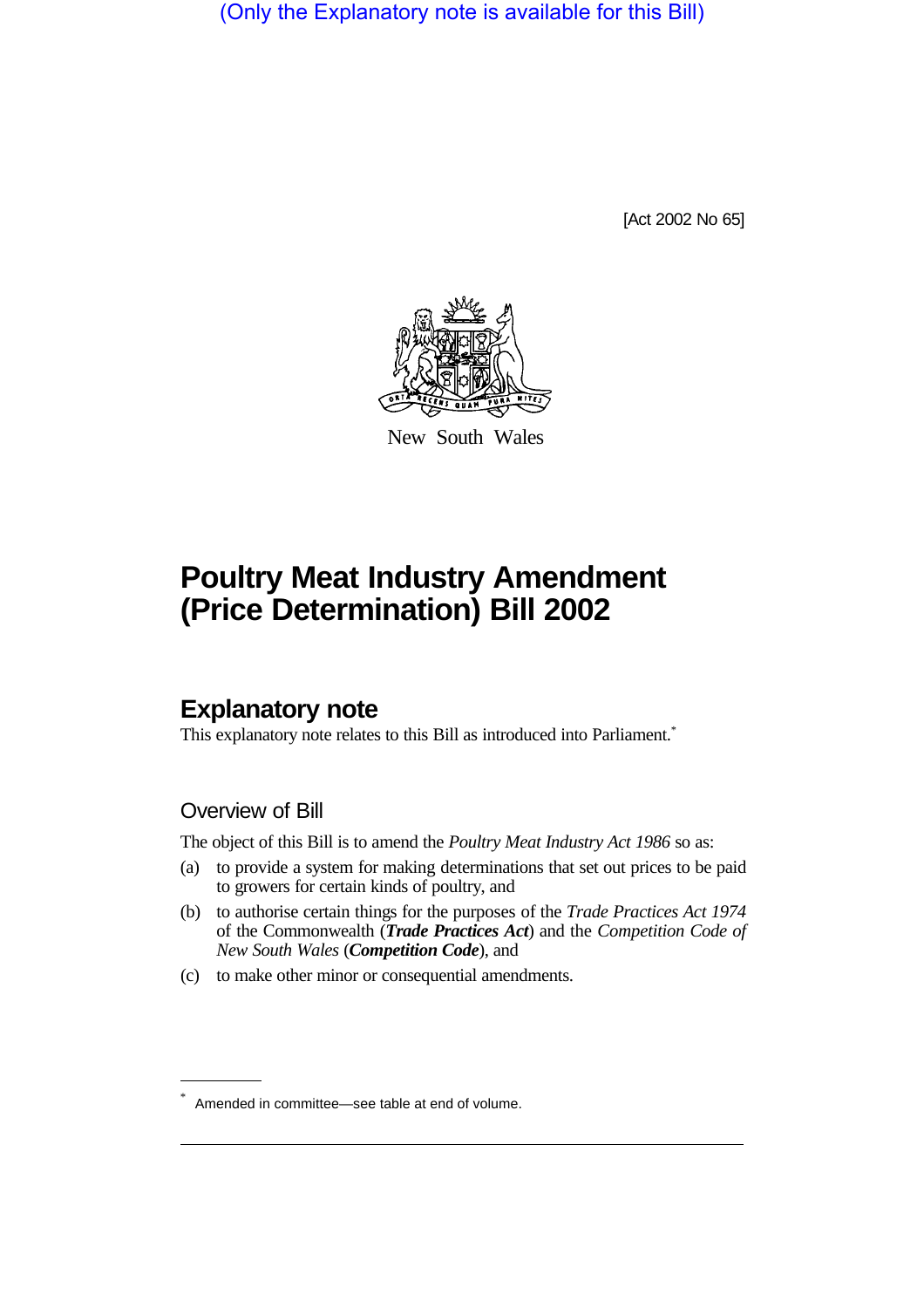(Only the Explanatory note is available for this Bill)

[Act 2002 No 65]

New South Wales

# Poultry Meat Industry Amendment (Price Determination) Bill 2002

## Explanatory note

This explanatory note relates to this Bill as introduced into Parliament.*

### Overview of Bill

The object of this Bill is to amend the *Poultry Meat Industry Act 1986* so as:

(a) to provide a system for making determinations that set out prices to be paid to growers for certain kinds of poultry, and

(b) to authorise certain things for the purposes of the *Trade Practices Act 1974* of the Commonwealth (***Trade Practices Act***) and the *Competition Code of New South Wales* (***Competition Code***), and

(c) to make other minor or consequential amendments.

---

* Amended in committee—see table at end of volume.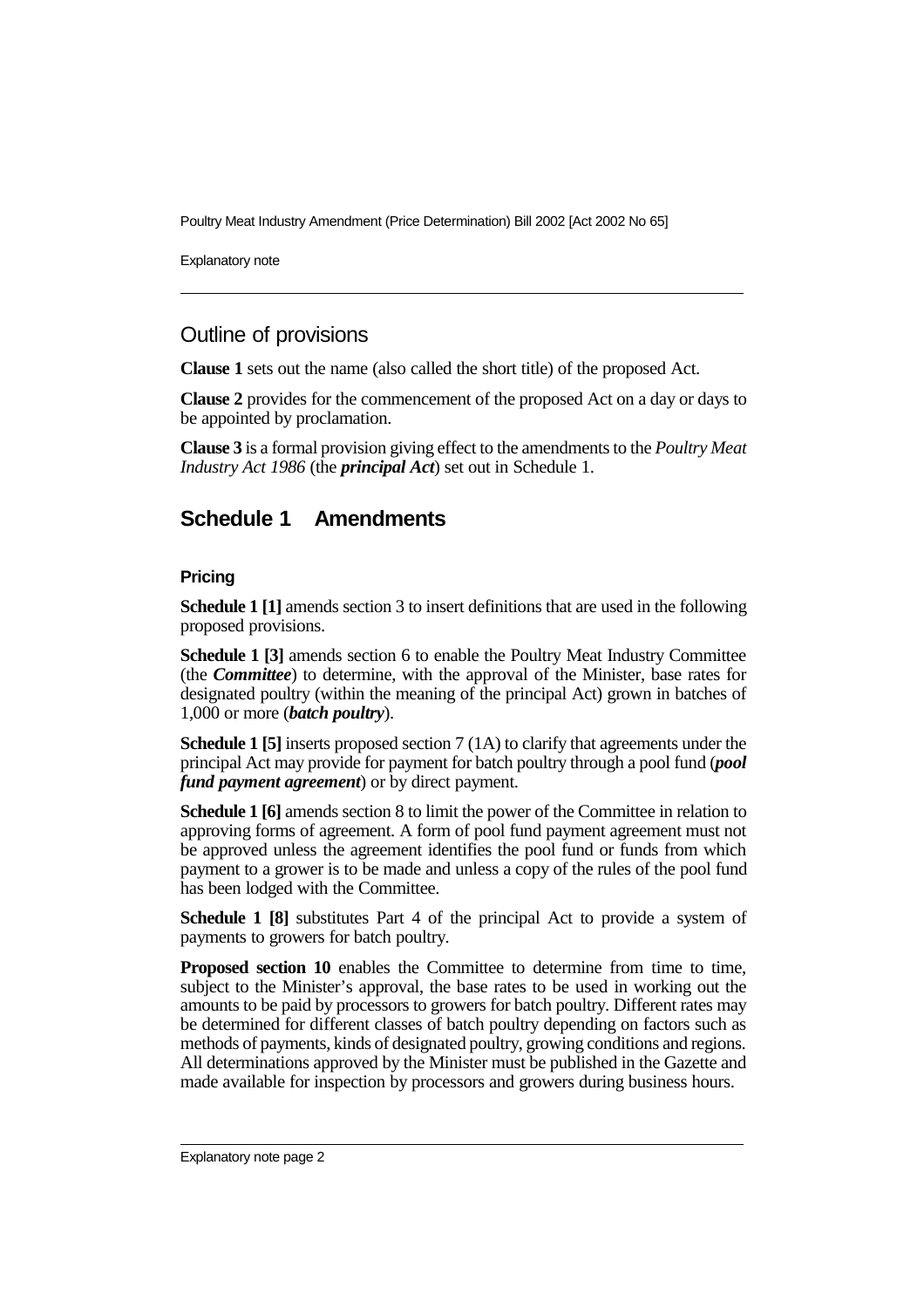## Outline of provisions

**Clause 1** sets out the name (also called the short title) of the proposed Act.

**Clause 2** provides for the commencement of the proposed Act on a day or days to be appointed by proclamation.

**Clause 3** is a formal provision giving effect to the amendments to the *Poultry Meat Industry Act 1986* (the ***principal Act***) set out in Schedule 1.

## Schedule 1 Amendments

### Pricing

**Schedule 1 [1]** amends section 3 to insert definitions that are used in the following proposed provisions.

**Schedule 1 [3]** amends section 6 to enable the Poultry Meat Industry Committee (the ***Committee***) to determine, with the approval of the Minister, base rates for designated poultry (within the meaning of the principal Act) grown in batches of 1,000 or more (***batch poultry***).

**Schedule 1 [5]** inserts proposed section 7 (1A) to clarify that agreements under the principal Act may provide for payment for batch poultry through a pool fund (***pool fund payment agreement***) or by direct payment.

**Schedule 1 [6]** amends section 8 to limit the power of the Committee in relation to approving forms of agreement. A form of pool fund payment agreement must not be approved unless the agreement identifies the pool fund or funds from which payment to a grower is to be made and unless a copy of the rules of the pool fund has been lodged with the Committee.

**Schedule 1 [8]** substitutes Part 4 of the principal Act to provide a system of payments to growers for batch poultry.

**Proposed section 10** enables the Committee to determine from time to time, subject to the Minister's approval, the base rates to be used in working out the amounts to be paid by processors to growers for batch poultry. Different rates may be determined for different classes of batch poultry depending on factors such as methods of payments, kinds of designated poultry, growing conditions and regions. All determinations approved by the Minister must be published in the Gazette and made available for inspection by processors and growers during business hours.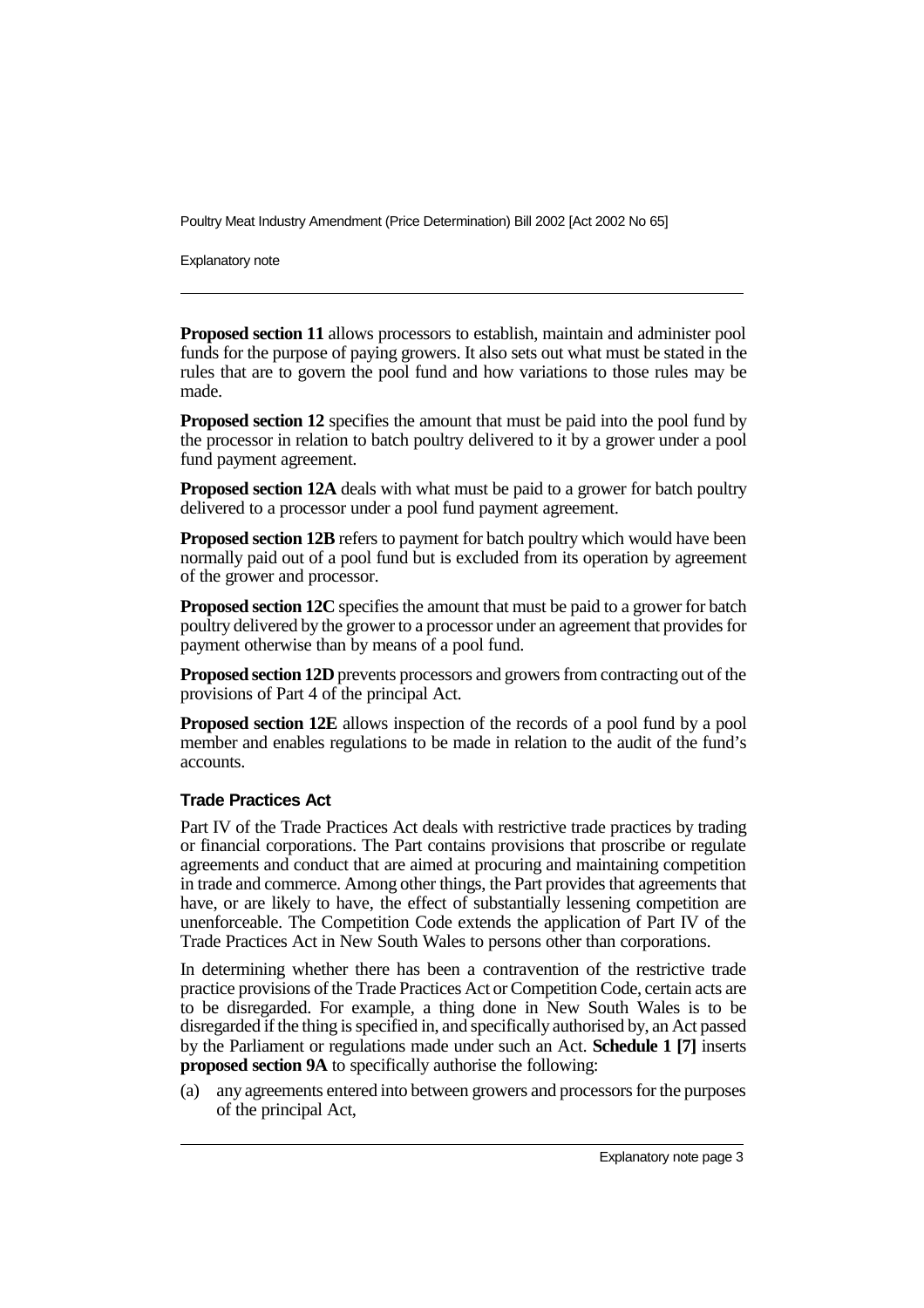**Proposed section 11** allows processors to establish, maintain and administer pool funds for the purpose of paying growers. It also sets out what must be stated in the rules that are to govern the pool fund and how variations to those rules may be made.

**Proposed section 12** specifies the amount that must be paid into the pool fund by the processor in relation to batch poultry delivered to it by a grower under a pool fund payment agreement.

**Proposed section 12A** deals with what must be paid to a grower for batch poultry delivered to a processor under a pool fund payment agreement.

**Proposed section 12B** refers to payment for batch poultry which would have been normally paid out of a pool fund but is excluded from its operation by agreement of the grower and processor.

**Proposed section 12C** specifies the amount that must be paid to a grower for batch poultry delivered by the grower to a processor under an agreement that provides for payment otherwise than by means of a pool fund.

**Proposed section 12D** prevents processors and growers from contracting out of the provisions of Part 4 of the principal Act.

**Proposed section 12E** allows inspection of the records of a pool fund by a pool member and enables regulations to be made in relation to the audit of the fund's accounts.

### Trade Practices Act

Part IV of the Trade Practices Act deals with restrictive trade practices by trading or financial corporations. The Part contains provisions that proscribe or regulate agreements and conduct that are aimed at procuring and maintaining competition in trade and commerce. Among other things, the Part provides that agreements that have, or are likely to have, the effect of substantially lessening competition are unenforceable. The Competition Code extends the application of Part IV of the Trade Practices Act in New South Wales to persons other than corporations.

In determining whether there has been a contravention of the restrictive trade practice provisions of the Trade Practices Act or Competition Code, certain acts are to be disregarded. For example, a thing done in New South Wales is to be disregarded if the thing is specified in, and specifically authorised by, an Act passed by the Parliament or regulations made under such an Act. **Schedule 1 [7]** inserts **proposed section 9A** to specifically authorise the following:

(a) any agreements entered into between growers and processors for the purposes of the principal Act,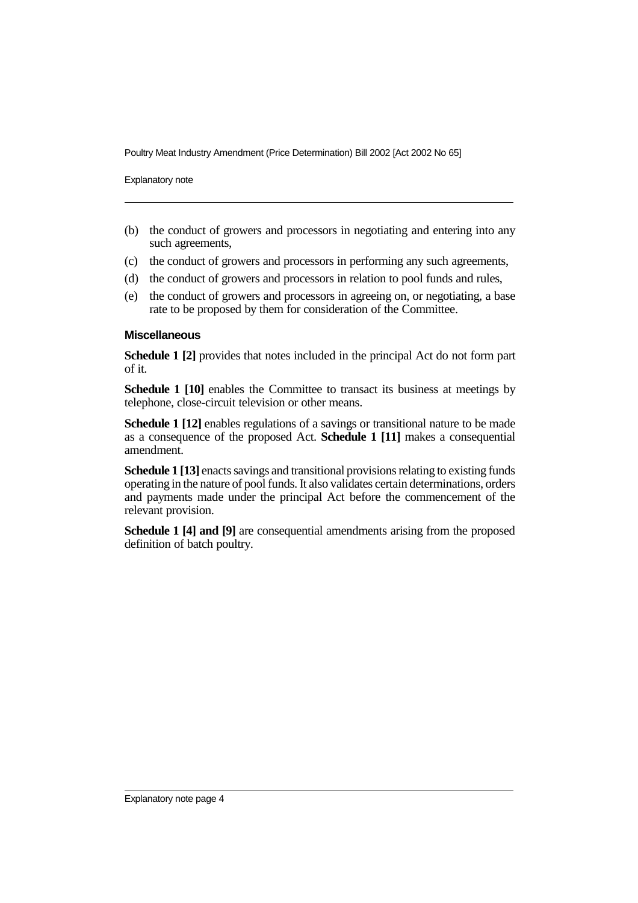(b) the conduct of growers and processors in negotiating and entering into any such agreements,

(c) the conduct of growers and processors in performing any such agreements,

(d) the conduct of growers and processors in relation to pool funds and rules,

(e) the conduct of growers and processors in agreeing on, or negotiating, a base rate to be proposed by them for consideration of the Committee.

#### Miscellaneous

**Schedule 1 [2]** provides that notes included in the principal Act do not form part of it.

**Schedule 1 [10]** enables the Committee to transact its business at meetings by telephone, close-circuit television or other means.

**Schedule 1 [12]** enables regulations of a savings or transitional nature to be made as a consequence of the proposed Act. **Schedule 1 [11]** makes a consequential amendment.

**Schedule 1 [13]** enacts savings and transitional provisions relating to existing funds operating in the nature of pool funds. It also validates certain determinations, orders and payments made under the principal Act before the commencement of the relevant provision.

**Schedule 1 [4] and [9]** are consequential amendments arising from the proposed definition of batch poultry.